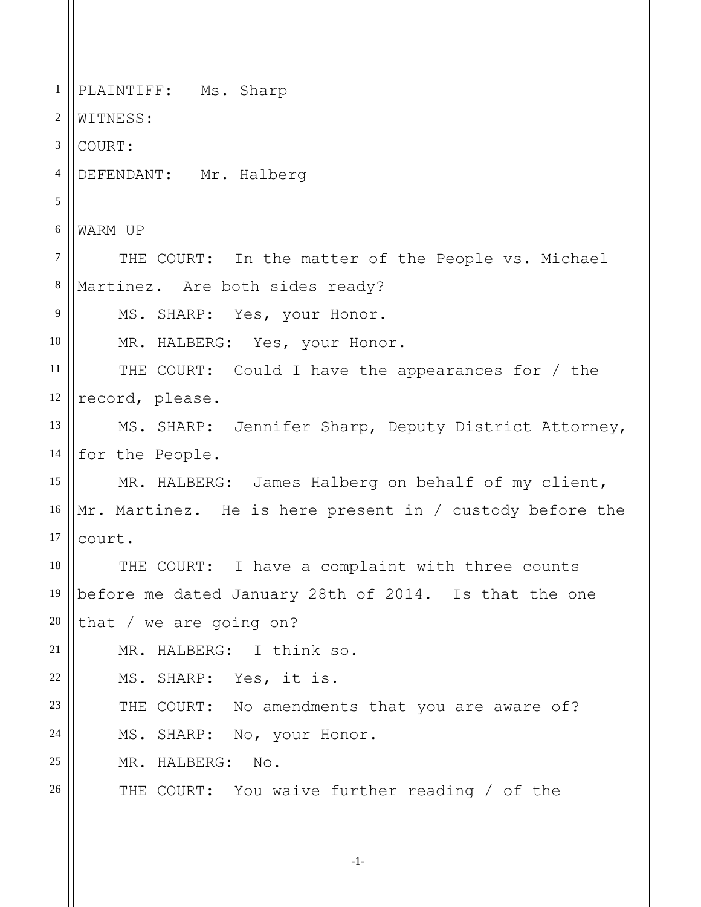PLAINTIFF: Ms. Sharp
WITNESS:
COURT:
DEFENDANT: Mr. Halberg

WARM UP

THE COURT: In the matter of the People vs. Michael Martinez. Are both sides ready?

MS. SHARP: Yes, your Honor.

MR. HALBERG: Yes, your Honor.

THE COURT: Could I have the appearances for / the record, please.

MS. SHARP: Jennifer Sharp, Deputy District Attorney, for the People.

MR. HALBERG: James Halberg on behalf of my client, Mr. Martinez. He is here present in / custody before the court.

THE COURT: I have a complaint with three counts before me dated January 28th of 2014. Is that the one that / we are going on?

MR. HALBERG: I think so.

MS. SHARP: Yes, it is.

THE COURT: No amendments that you are aware of?

MS. SHARP: No, your Honor.

MR. HALBERG: No.

THE COURT: You waive further reading / of the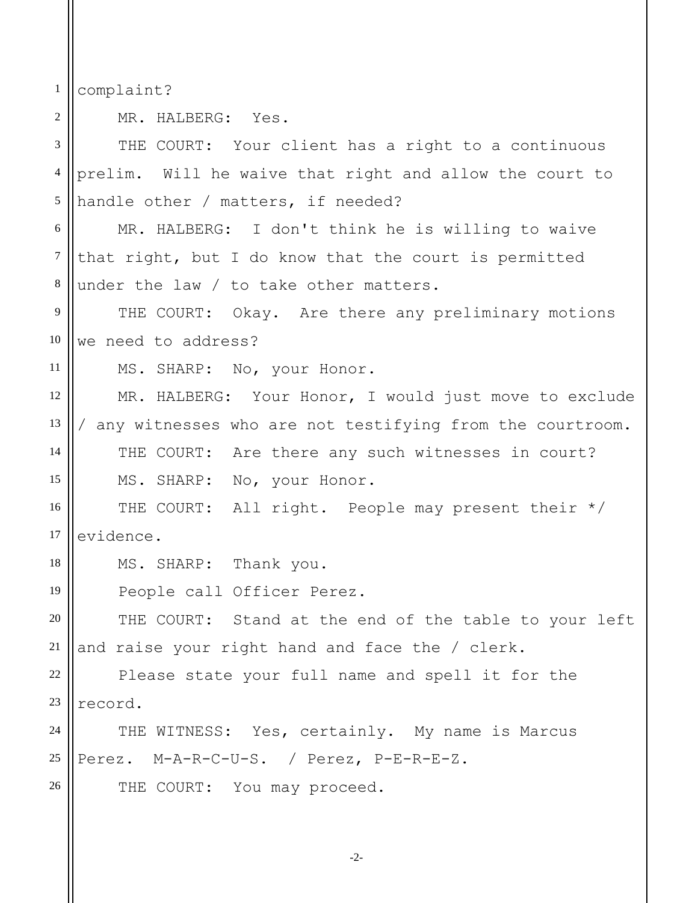complaint?

MR. HALBERG: Yes.

THE COURT: Your client has a right to a continuous prelim. Will he waive that right and allow the court to handle other / matters, if needed?

MR. HALBERG: I don't think he is willing to waive that right, but I do know that the court is permitted under the law / to take other matters.

THE COURT: Okay. Are there any preliminary motions we need to address?

MS. SHARP: No, your Honor.

MR. HALBERG: Your Honor, I would just move to exclude / any witnesses who are not testifying from the courtroom.

THE COURT: Are there any such witnesses in court?

MS. SHARP: No, your Honor.

THE COURT: All right. People may present their */ evidence.

MS. SHARP: Thank you.

People call Officer Perez.

THE COURT: Stand at the end of the table to your left and raise your right hand and face the / clerk.

Please state your full name and spell it for the record.

THE WITNESS: Yes, certainly. My name is Marcus Perez. M-A-R-C-U-S. / Perez, P-E-R-E-Z.

THE COURT: You may proceed.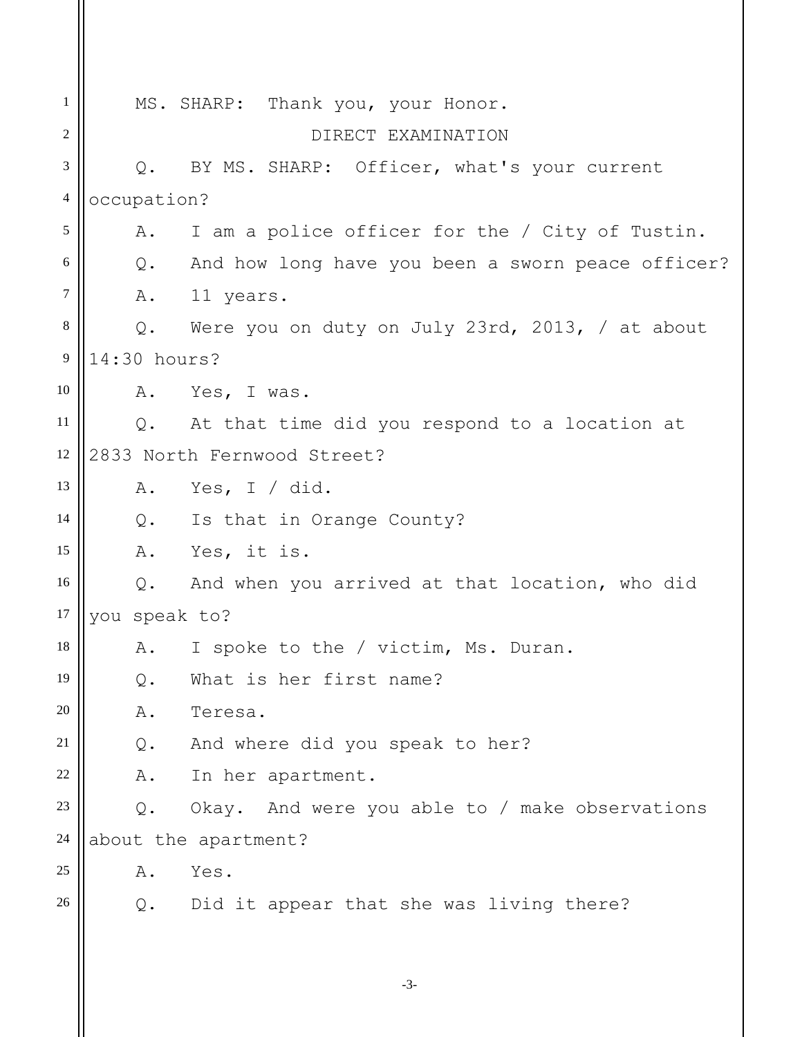MS. SHARP: Thank you, your Honor.

DIRECT EXAMINATION

Q. BY MS. SHARP: Officer, what's your current occupation?

A. I am a police officer for the / City of Tustin.

Q. And how long have you been a sworn peace officer?

A. 11 years.

Q. Were you on duty on July 23rd, 2013, / at about 14:30 hours?

A. Yes, I was.

Q. At that time did you respond to a location at 2833 North Fernwood Street?

A. Yes, I / did.

Q. Is that in Orange County?

A. Yes, it is.

Q. And when you arrived at that location, who did you speak to?

A. I spoke to the / victim, Ms. Duran.

Q. What is her first name?

A. Teresa.

Q. And where did you speak to her?

A. In her apartment.

Q. Okay. And were you able to / make observations about the apartment?

A. Yes.

Q. Did it appear that she was living there?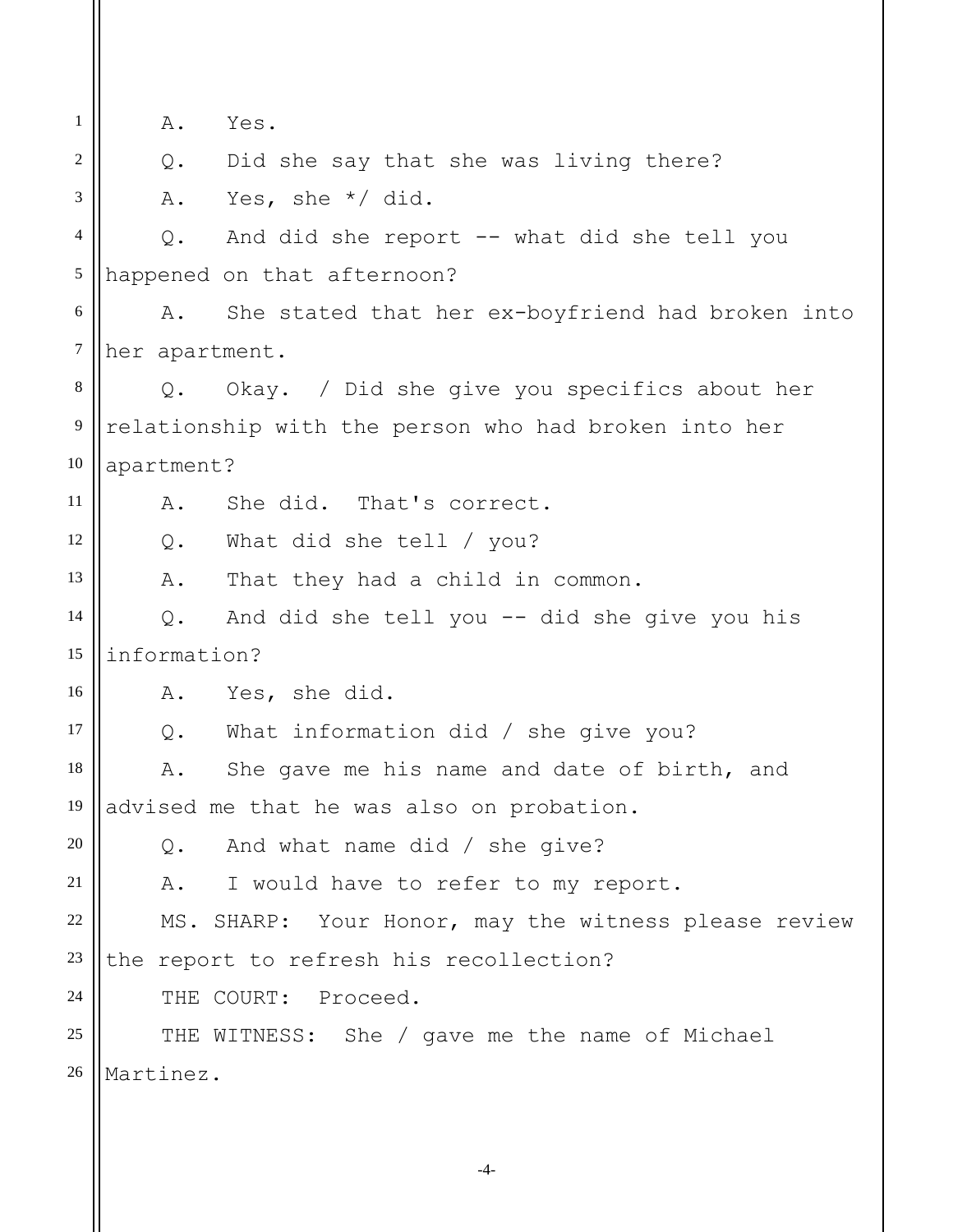A. Yes.

Q. Did she say that she was living there?

A. Yes, she */ did.

Q. And did she report -- what did she tell you happened on that afternoon?

A. She stated that her ex-boyfriend had broken into her apartment.

Q. Okay. / Did she give you specifics about her relationship with the person who had broken into her apartment?

A. She did. That's correct.

Q. What did she tell / you?

A. That they had a child in common.

Q. And did she tell you -- did she give you his information?

A. Yes, she did.

Q. What information did / she give you?

A. She gave me his name and date of birth, and advised me that he was also on probation.

Q. And what name did / she give?

A. I would have to refer to my report.

MS. SHARP: Your Honor, may the witness please review the report to refresh his recollection?

THE COURT: Proceed.

THE WITNESS: She / gave me the name of Michael Martinez.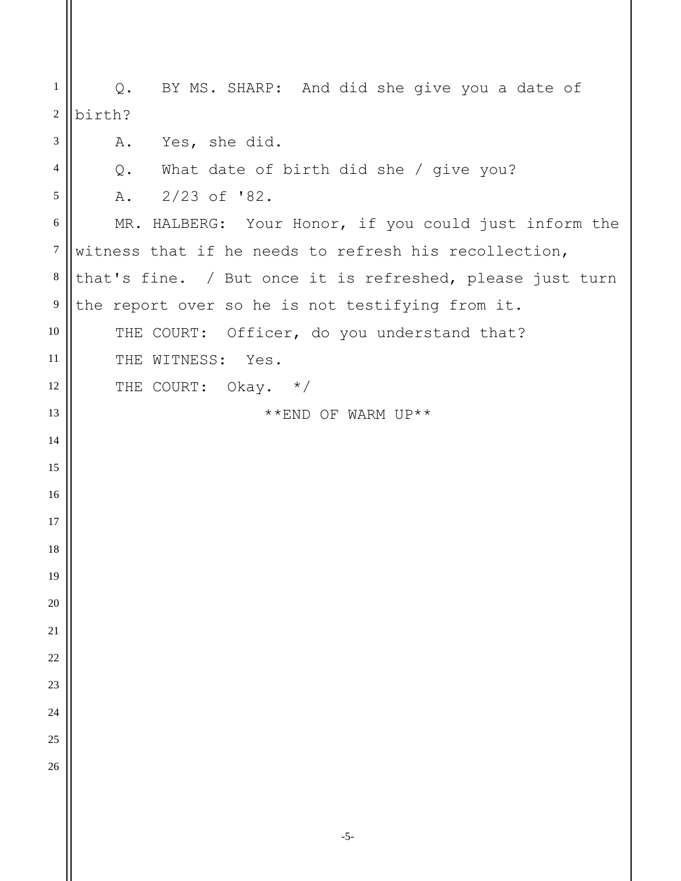Q. BY MS. SHARP: And did she give you a date of birth?

A. Yes, she did.

Q. What date of birth did she / give you?

A. 2/23 of '82.

MR. HALBERG: Your Honor, if you could just inform the witness that if he needs to refresh his recollection, that's fine. / But once it is refreshed, please just turn the report over so he is not testifying from it.

THE COURT: Officer, do you understand that?

THE WITNESS: Yes.

THE COURT: Okay. */

**END OF WARM UP**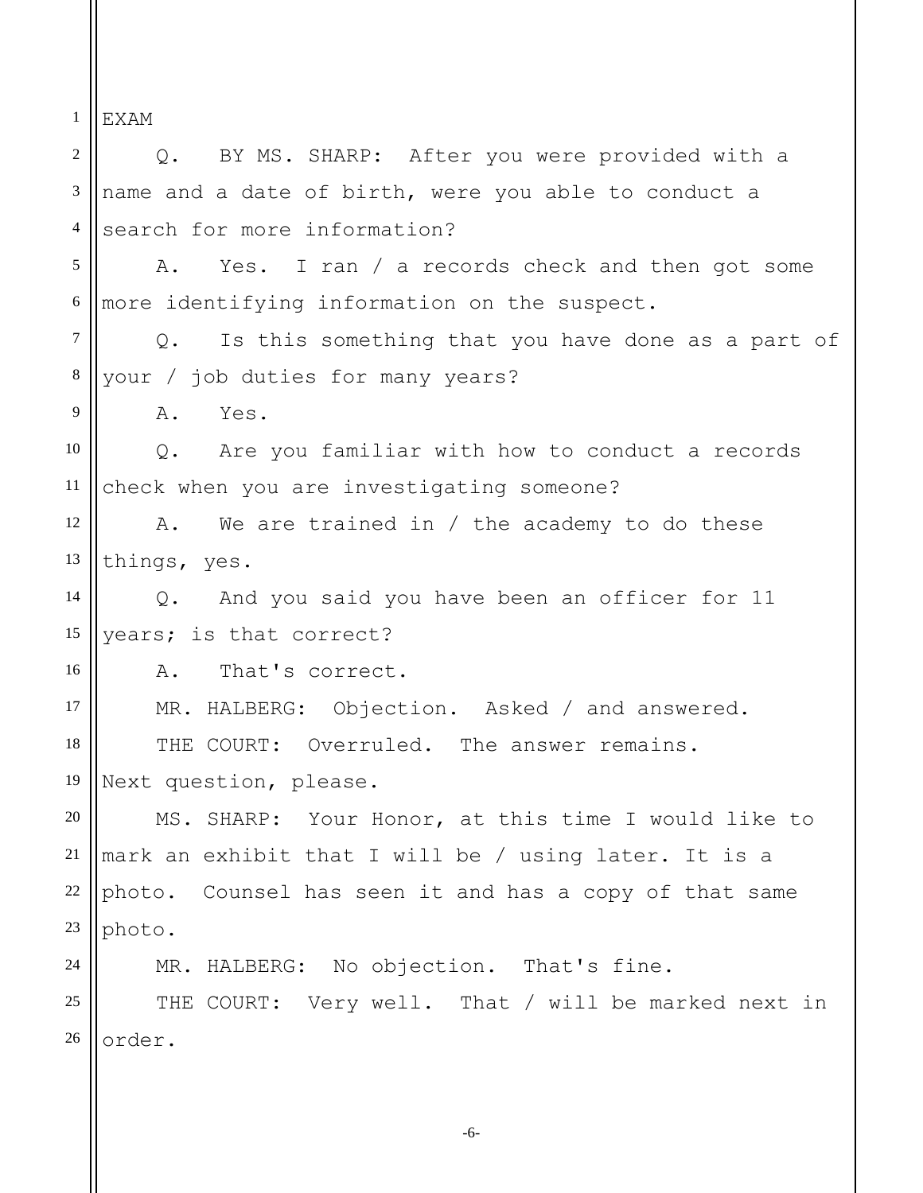EXAM

Q. BY MS. SHARP: After you were provided with a name and a date of birth, were you able to conduct a search for more information?

A. Yes. I ran / a records check and then got some more identifying information on the suspect.

Q. Is this something that you have done as a part of your / job duties for many years?

A. Yes.

Q. Are you familiar with how to conduct a records check when you are investigating someone?

A. We are trained in / the academy to do these things, yes.

Q. And you said you have been an officer for 11 years; is that correct?

A. That's correct.

MR. HALBERG: Objection. Asked / and answered.

THE COURT: Overruled. The answer remains. Next question, please.

MS. SHARP: Your Honor, at this time I would like to mark an exhibit that I will be / using later. It is a photo. Counsel has seen it and has a copy of that same photo.

MR. HALBERG: No objection. That's fine.

THE COURT: Very well. That / will be marked next in order.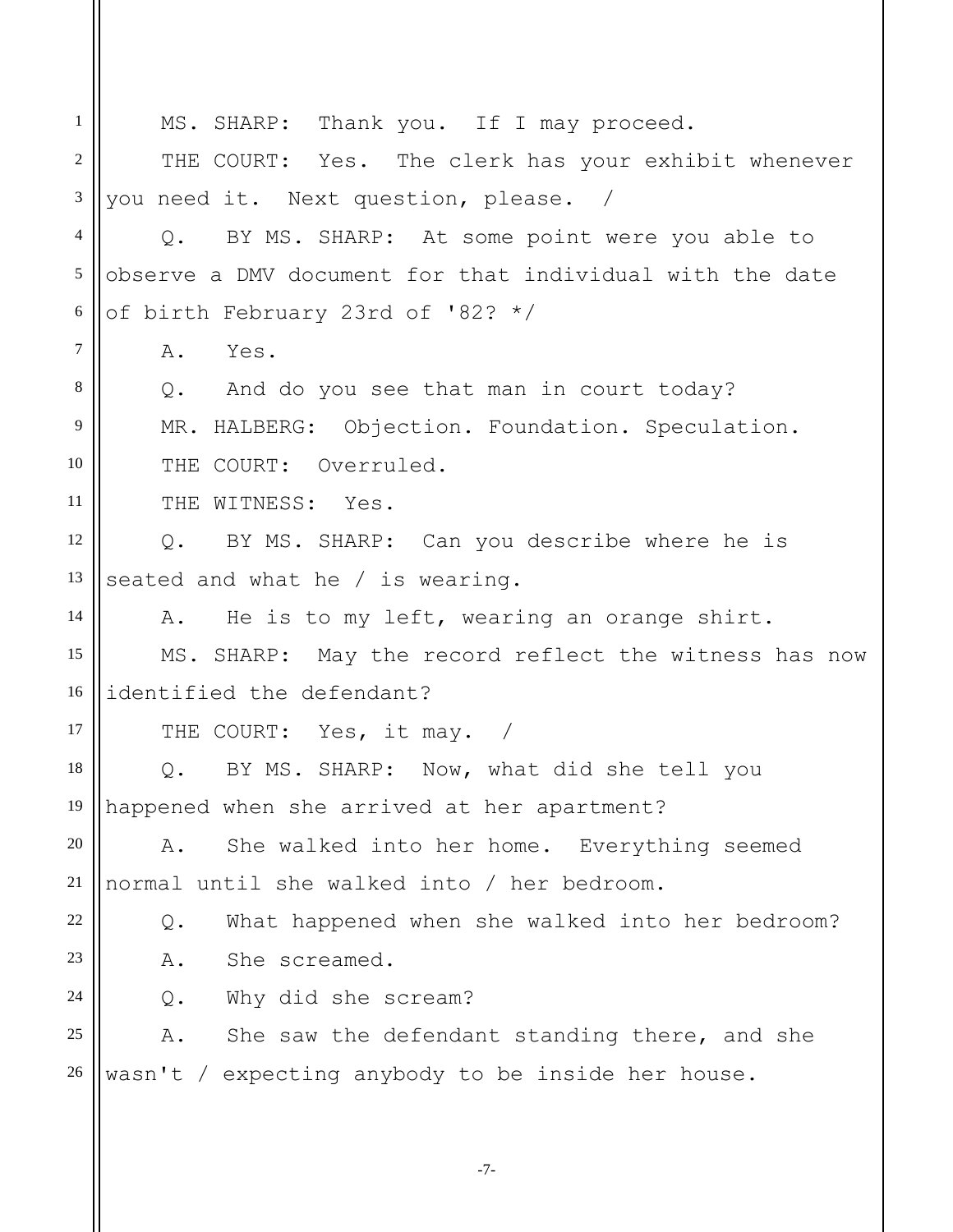MS. SHARP: Thank you. If I may proceed.

THE COURT: Yes. The clerk has your exhibit whenever you need it. Next question, please. /

Q. BY MS. SHARP: At some point were you able to observe a DMV document for that individual with the date of birth February 23rd of '82? */

A. Yes.

Q. And do you see that man in court today?

MR. HALBERG: Objection. Foundation. Speculation.

THE COURT: Overruled.

THE WITNESS: Yes.

Q. BY MS. SHARP: Can you describe where he is seated and what he / is wearing.

A. He is to my left, wearing an orange shirt.

MS. SHARP: May the record reflect the witness has now identified the defendant?

THE COURT: Yes, it may. /

Q. BY MS. SHARP: Now, what did she tell you happened when she arrived at her apartment?

A. She walked into her home. Everything seemed normal until she walked into / her bedroom.

Q. What happened when she walked into her bedroom?

A. She screamed.

Q. Why did she scream?

A. She saw the defendant standing there, and she wasn't / expecting anybody to be inside her house.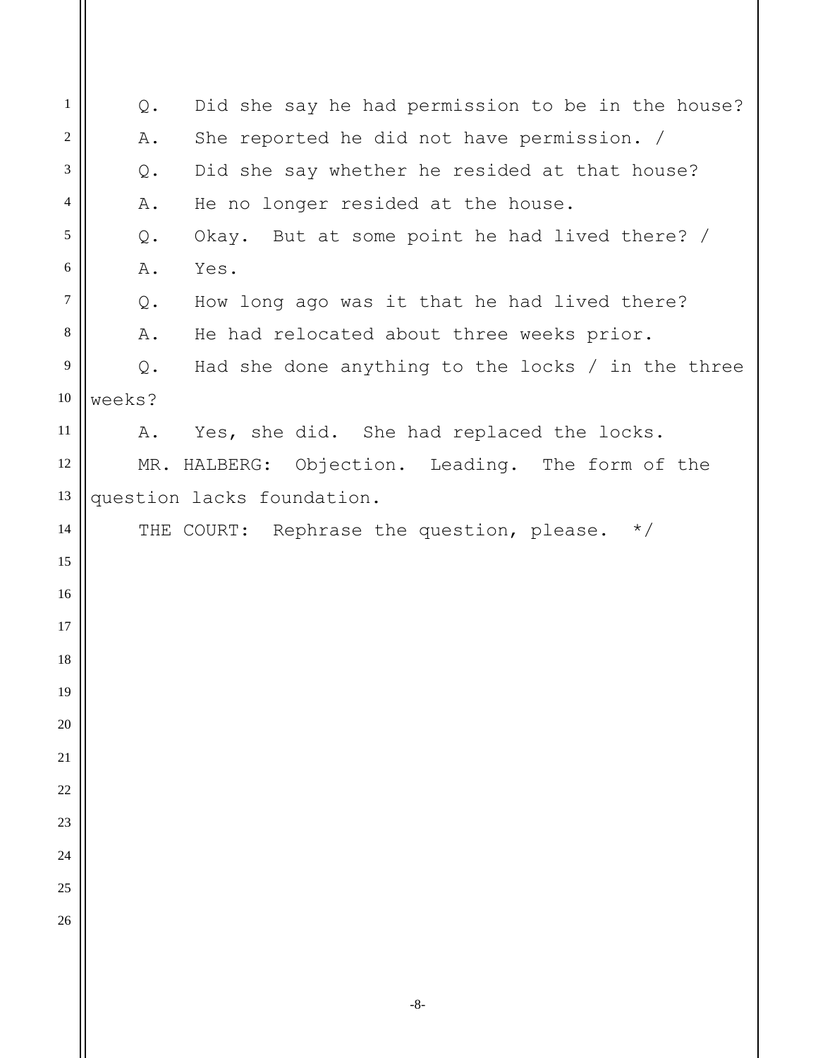Q. Did she say he had permission to be in the house?

A. She reported he did not have permission. /

Q. Did she say whether he resided at that house?

A. He no longer resided at the house.

Q. Okay. But at some point he had lived there? /

A. Yes.

Q. How long ago was it that he had lived there?

A. He had relocated about three weeks prior.

Q. Had she done anything to the locks / in the three weeks?

A. Yes, she did. She had replaced the locks.

MR. HALBERG: Objection. Leading. The form of the question lacks foundation.

THE COURT: Rephrase the question, please. */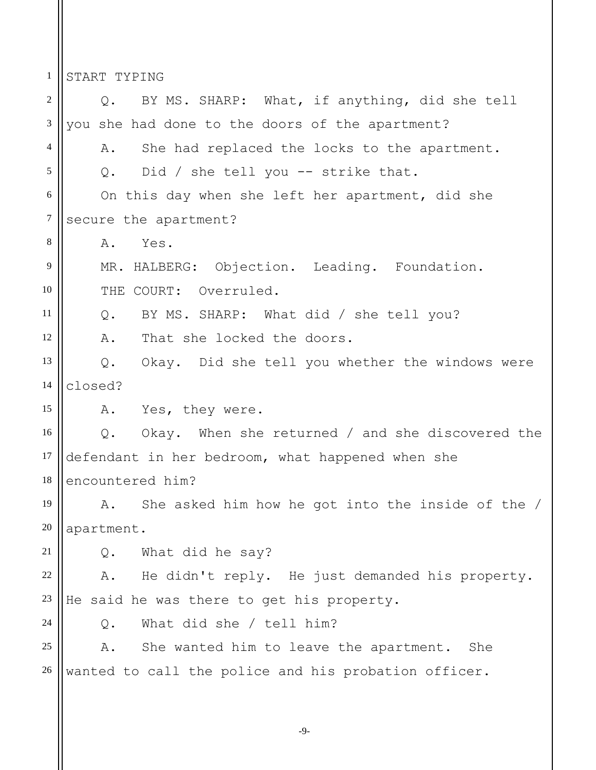START TYPING

Q. BY MS. SHARP: What, if anything, did she tell you she had done to the doors of the apartment?

A. She had replaced the locks to the apartment.

Q. Did / she tell you -- strike that.

On this day when she left her apartment, did she secure the apartment?

A. Yes.

MR. HALBERG: Objection. Leading. Foundation.

THE COURT: Overruled.

Q. BY MS. SHARP: What did / she tell you?

A. That she locked the doors.

Q. Okay. Did she tell you whether the windows were closed?

A. Yes, they were.

Q. Okay. When she returned / and she discovered the defendant in her bedroom, what happened when she encountered him?

A. She asked him how he got into the inside of the / apartment.

Q. What did he say?

A. He didn't reply. He just demanded his property. He said he was there to get his property.

Q. What did she / tell him?

A. She wanted him to leave the apartment. She wanted to call the police and his probation officer.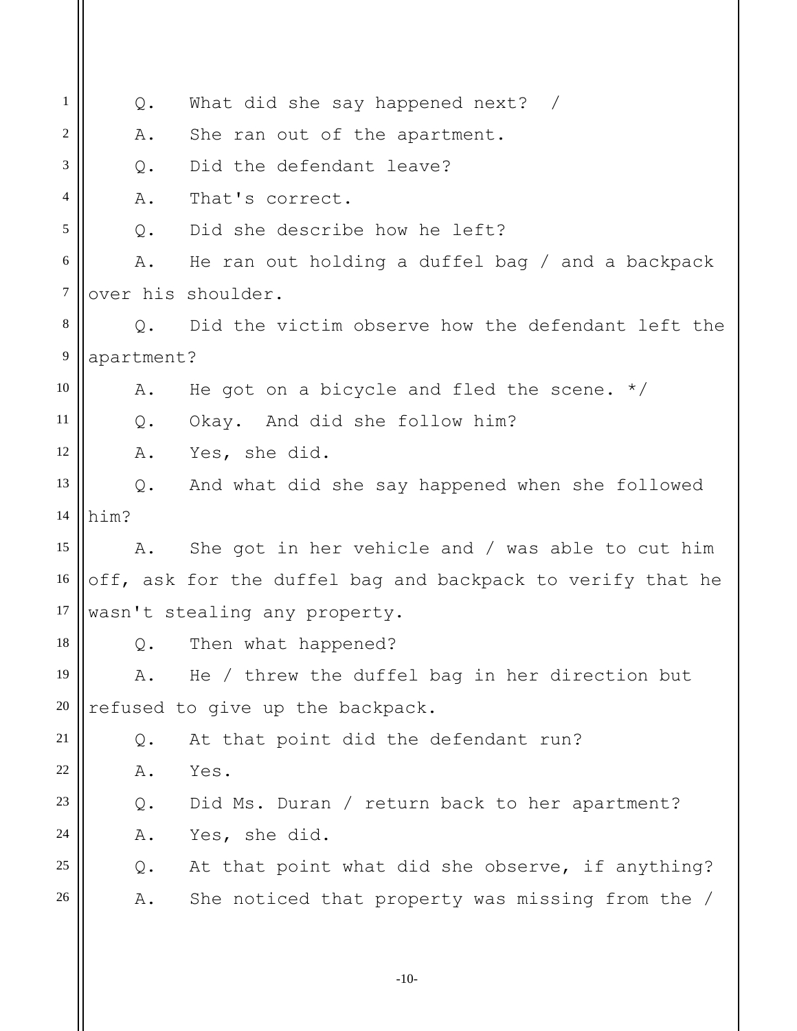Q. What did she say happened next? /

A. She ran out of the apartment.

Q. Did the defendant leave?

A. That's correct.

Q. Did she describe how he left?

A. He ran out holding a duffel bag / and a backpack over his shoulder.

Q. Did the victim observe how the defendant left the apartment?

A. He got on a bicycle and fled the scene. */

Q. Okay. And did she follow him?

A. Yes, she did.

Q. And what did she say happened when she followed him?

A. She got in her vehicle and / was able to cut him off, ask for the duffel bag and backpack to verify that he wasn't stealing any property.

Q. Then what happened?

A. He / threw the duffel bag in her direction but refused to give up the backpack.

Q. At that point did the defendant run?

A. Yes.

Q. Did Ms. Duran / return back to her apartment?

A. Yes, she did.

Q. At that point what did she observe, if anything?

A. She noticed that property was missing from the /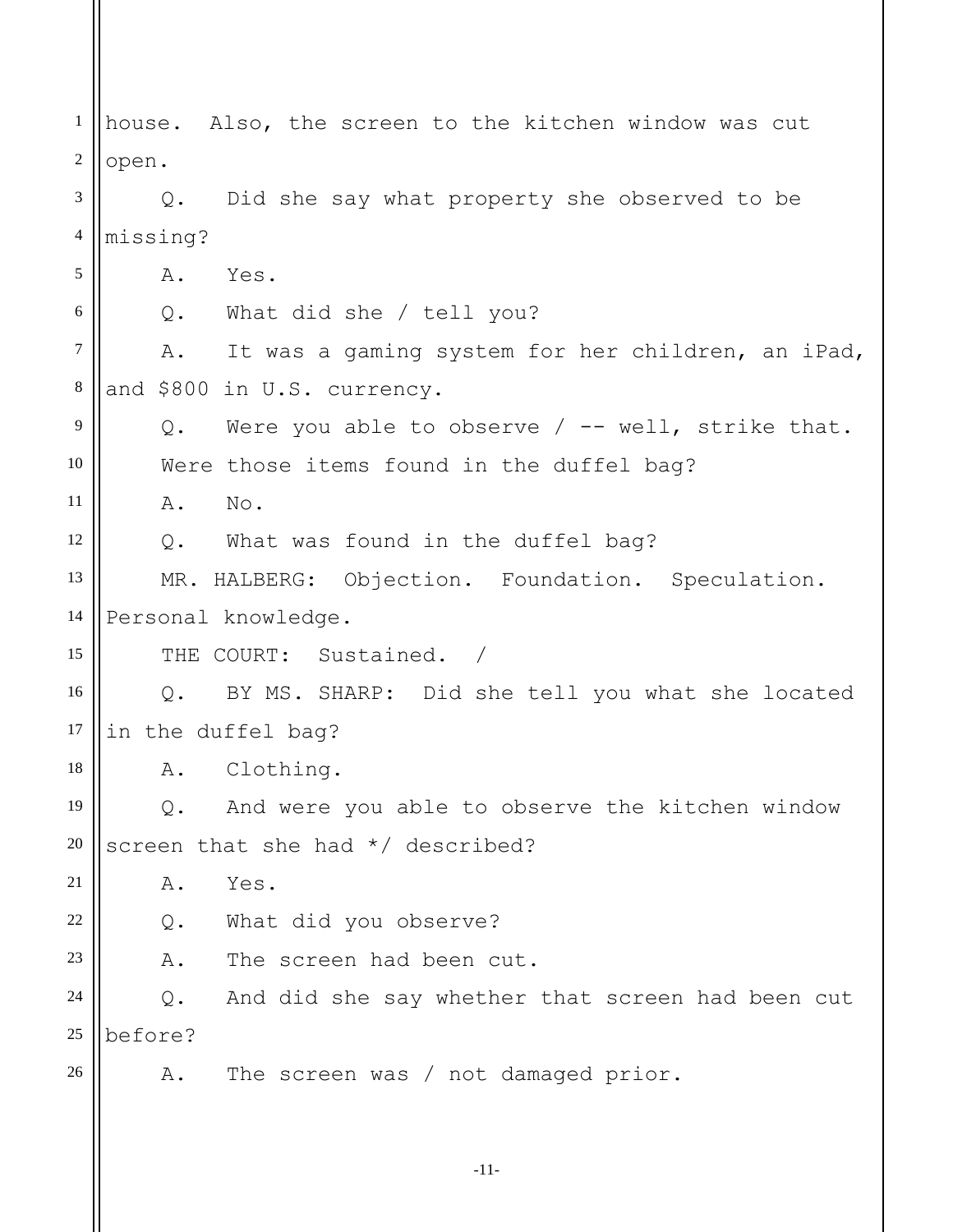house. Also, the screen to the kitchen window was cut open.

Q. Did she say what property she observed to be missing?

A. Yes.

Q. What did she / tell you?

A. It was a gaming system for her children, an iPad, and $800 in U.S. currency.

Q. Were you able to observe / -- well, strike that. Were those items found in the duffel bag?

A. No.

Q. What was found in the duffel bag?

MR. HALBERG: Objection. Foundation. Speculation. Personal knowledge.

THE COURT: Sustained. /

Q. BY MS. SHARP: Did she tell you what she located in the duffel bag?

A. Clothing.

Q. And were you able to observe the kitchen window screen that she had */ described?

A. Yes.

Q. What did you observe?

A. The screen had been cut.

Q. And did she say whether that screen had been cut before?

A. The screen was / not damaged prior.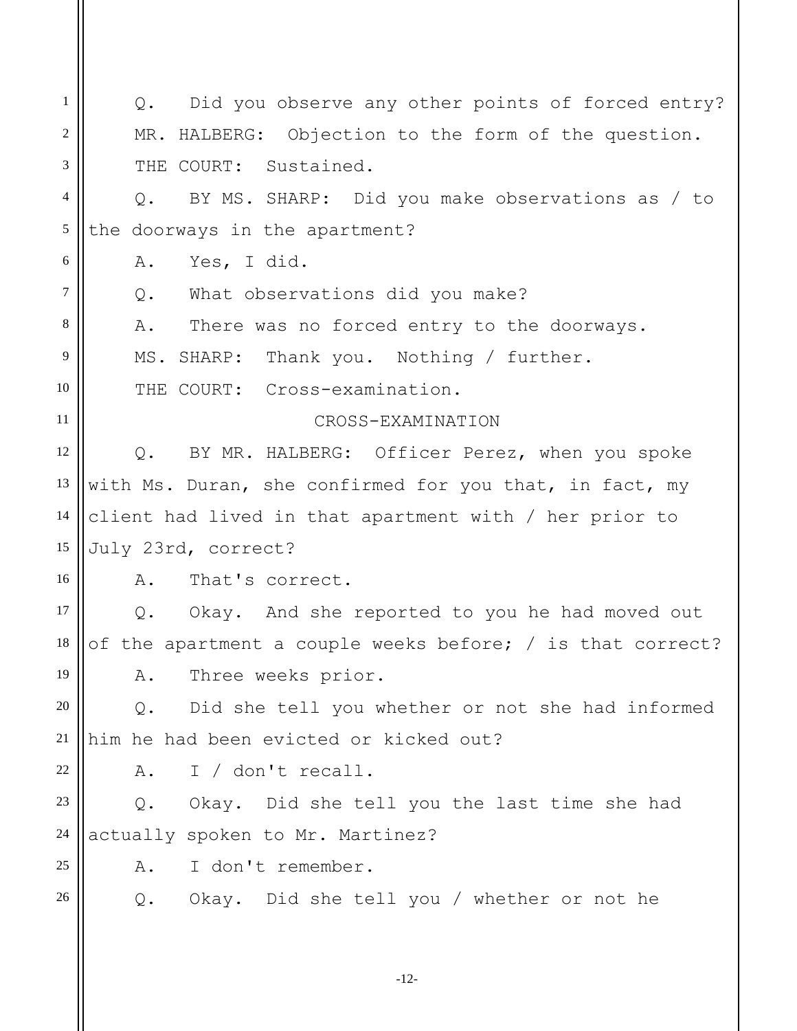Q. Did you observe any other points of forced entry?

MR. HALBERG: Objection to the form of the question.

THE COURT: Sustained.

Q. BY MS. SHARP: Did you make observations as / to the doorways in the apartment?

A. Yes, I did.

Q. What observations did you make?

A. There was no forced entry to the doorways.

MS. SHARP: Thank you. Nothing / further.

THE COURT: Cross-examination.

CROSS-EXAMINATION

Q. BY MR. HALBERG: Officer Perez, when you spoke with Ms. Duran, she confirmed for you that, in fact, my client had lived in that apartment with / her prior to July 23rd, correct?

A. That's correct.

Q. Okay. And she reported to you he had moved out of the apartment a couple weeks before; / is that correct?

A. Three weeks prior.

Q. Did she tell you whether or not she had informed him he had been evicted or kicked out?

A. I / don't recall.

Q. Okay. Did she tell you the last time she had actually spoken to Mr. Martinez?

A. I don't remember.

Q. Okay. Did she tell you / whether or not he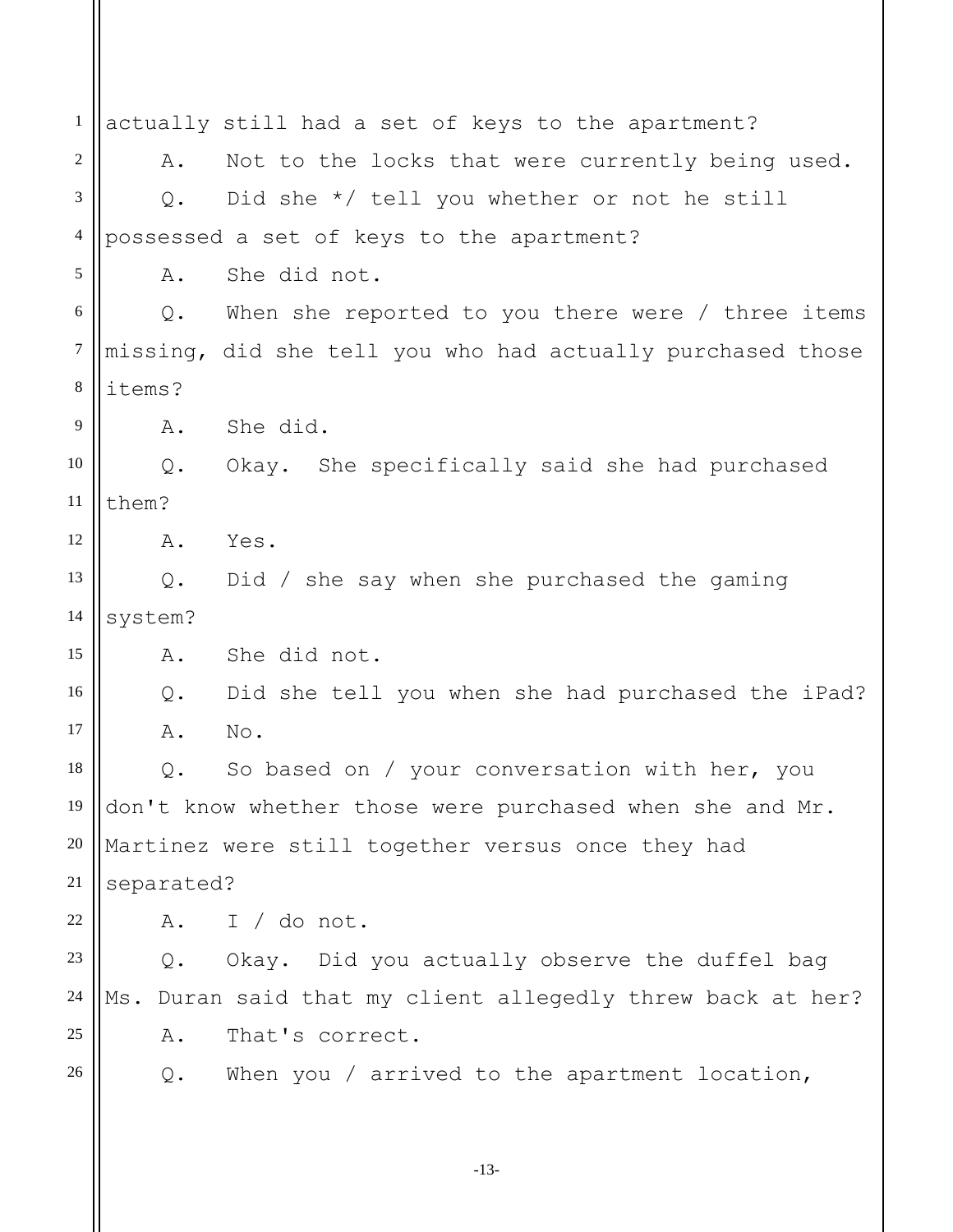actually still had a set of keys to the apartment?

A. Not to the locks that were currently being used.

Q. Did she */ tell you whether or not he still possessed a set of keys to the apartment?

A. She did not.

Q. When she reported to you there were / three items missing, did she tell you who had actually purchased those items?

A. She did.

Q. Okay. She specifically said she had purchased them?

A. Yes.

Q. Did / she say when she purchased the gaming system?

A. She did not.

Q. Did she tell you when she had purchased the iPad?

A. No.

Q. So based on / your conversation with her, you don't know whether those were purchased when she and Mr. Martinez were still together versus once they had separated?

A. I / do not.

Q. Okay. Did you actually observe the duffel bag Ms. Duran said that my client allegedly threw back at her?

A. That's correct.

Q. When you / arrived to the apartment location,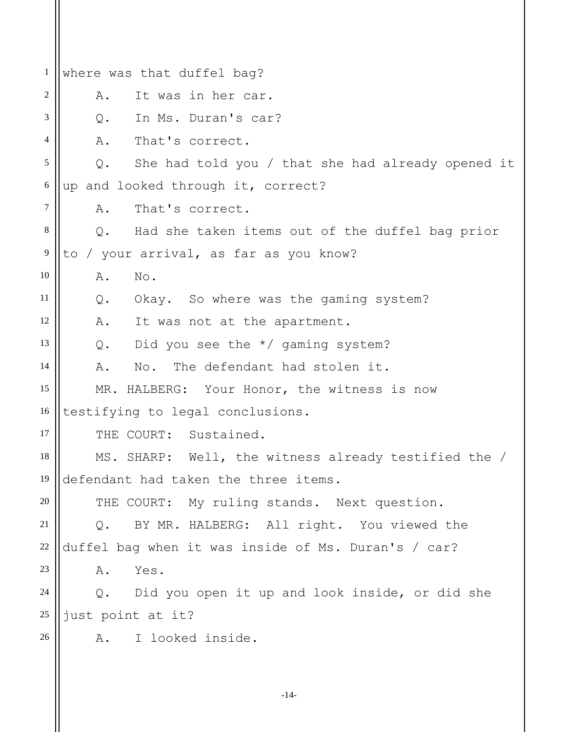where was that duffel bag?

A. It was in her car.

Q. In Ms. Duran's car?

A. That's correct.

Q. She had told you / that she had already opened it up and looked through it, correct?

A. That's correct.

Q. Had she taken items out of the duffel bag prior to / your arrival, as far as you know?

A. No.

Q. Okay. So where was the gaming system?

A. It was not at the apartment.

Q. Did you see the */ gaming system?

A. No. The defendant had stolen it.

MR. HALBERG: Your Honor, the witness is now testifying to legal conclusions.

THE COURT: Sustained.

MS. SHARP: Well, the witness already testified the / defendant had taken the three items.

THE COURT: My ruling stands. Next question.

Q. BY MR. HALBERG: All right. You viewed the duffel bag when it was inside of Ms. Duran's / car?

A. Yes.

Q. Did you open it up and look inside, or did she just point at it?

A. I looked inside.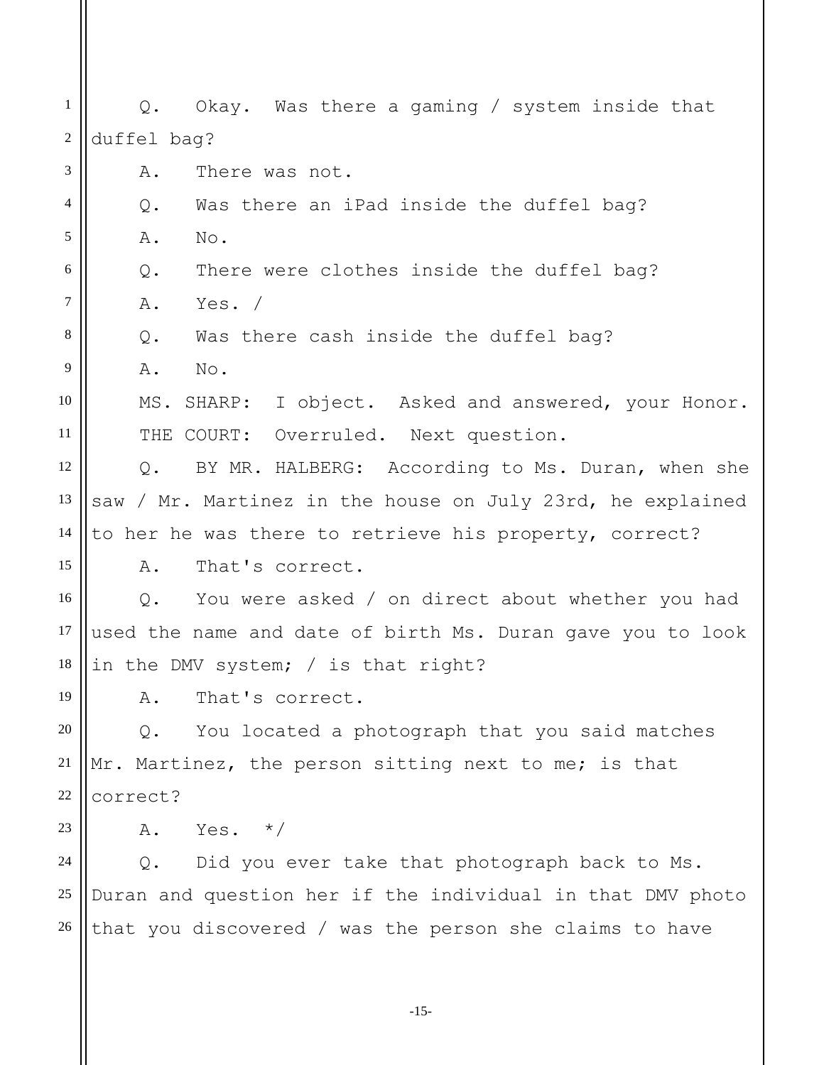Q. Okay. Was there a gaming / system inside that duffel bag?

A. There was not.

Q. Was there an iPad inside the duffel bag?

A. No.

Q. There were clothes inside the duffel bag?

A. Yes. /

Q. Was there cash inside the duffel bag?

A. No.

MS. SHARP: I object. Asked and answered, your Honor.

THE COURT: Overruled. Next question.

Q. BY MR. HALBERG: According to Ms. Duran, when she saw / Mr. Martinez in the house on July 23rd, he explained to her he was there to retrieve his property, correct?

A. That's correct.

Q. You were asked / on direct about whether you had used the name and date of birth Ms. Duran gave you to look in the DMV system; / is that right?

A. That's correct.

Q. You located a photograph that you said matches Mr. Martinez, the person sitting next to me; is that correct?

A. Yes. */

Q. Did you ever take that photograph back to Ms. Duran and question her if the individual in that DMV photo that you discovered / was the person she claims to have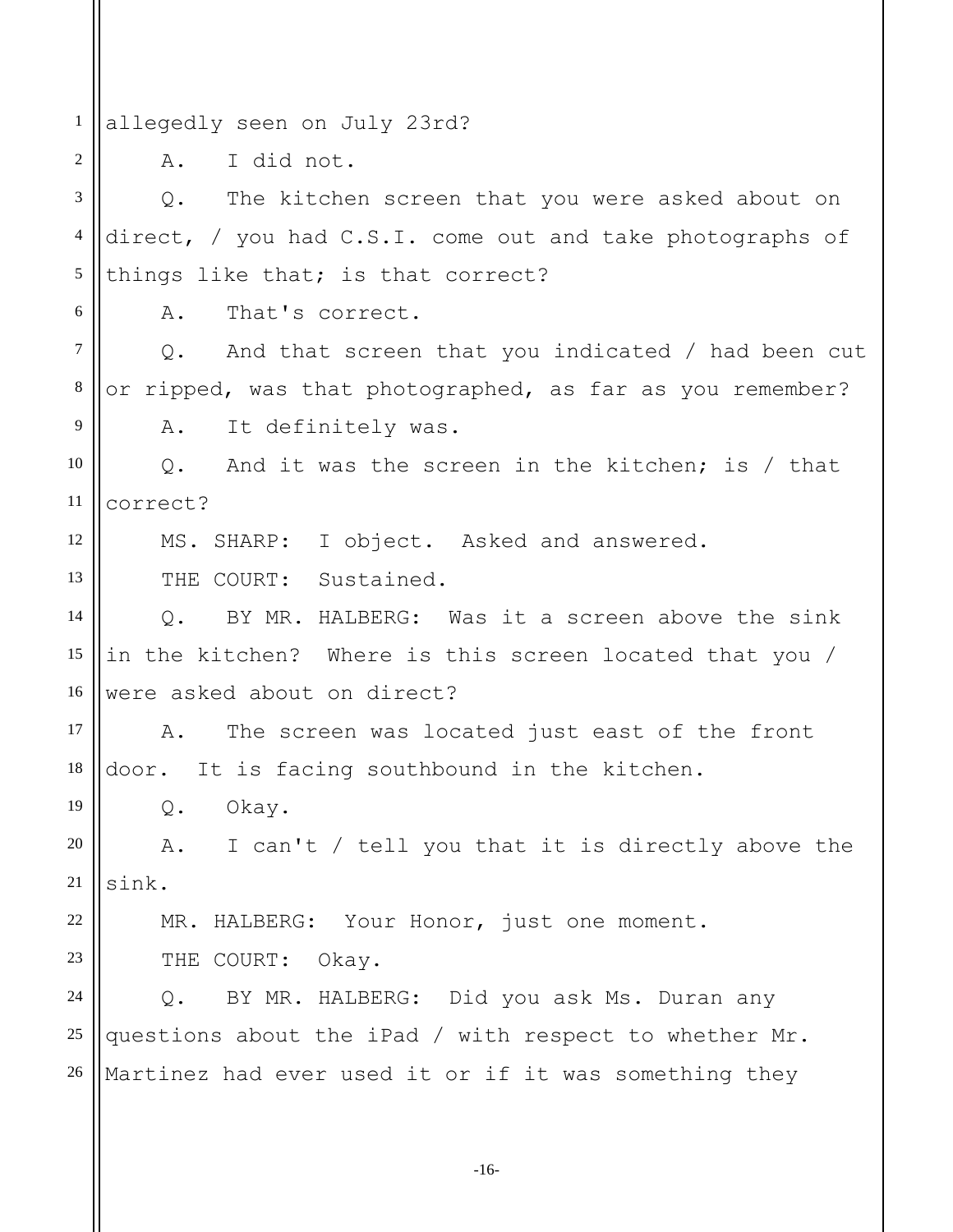allegedly seen on July 23rd?

A. I did not.

Q. The kitchen screen that you were asked about on direct, / you had C.S.I. come out and take photographs of things like that; is that correct?

A. That's correct.

Q. And that screen that you indicated / had been cut or ripped, was that photographed, as far as you remember?

A. It definitely was.

Q. And it was the screen in the kitchen; is / that correct?

MS. SHARP: I object. Asked and answered.

THE COURT: Sustained.

Q. BY MR. HALBERG: Was it a screen above the sink in the kitchen? Where is this screen located that you / were asked about on direct?

A. The screen was located just east of the front door. It is facing southbound in the kitchen.

Q. Okay.

A. I can't / tell you that it is directly above the sink.

MR. HALBERG: Your Honor, just one moment.

THE COURT: Okay.

Q. BY MR. HALBERG: Did you ask Ms. Duran any questions about the iPad / with respect to whether Mr. Martinez had ever used it or if it was something they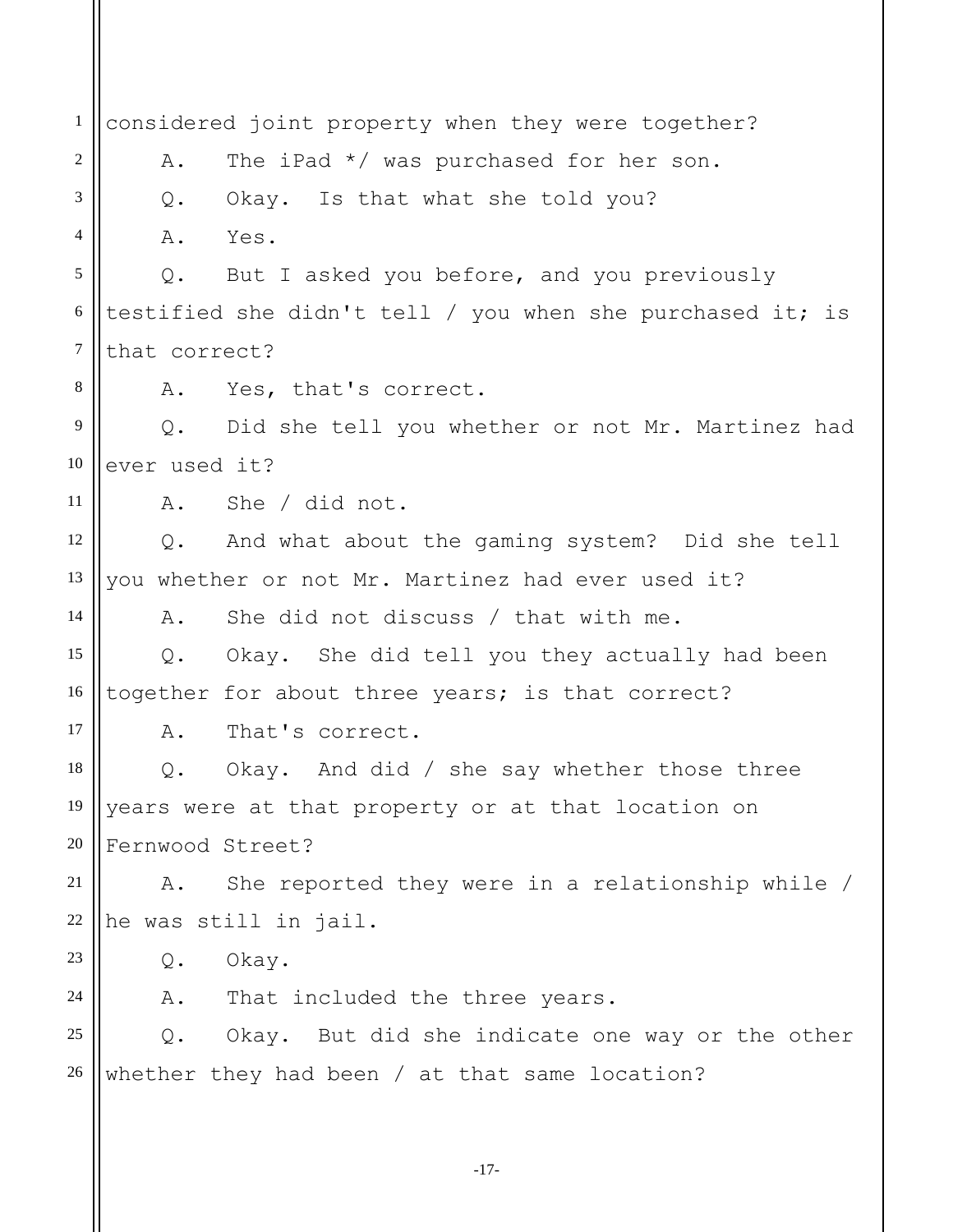considered joint property when they were together?

A. The iPad */ was purchased for her son.

Q. Okay. Is that what she told you?

A. Yes.

Q. But I asked you before, and you previously testified she didn't tell / you when she purchased it; is that correct?

A. Yes, that's correct.

Q. Did she tell you whether or not Mr. Martinez had ever used it?

A. She / did not.

Q. And what about the gaming system? Did she tell you whether or not Mr. Martinez had ever used it?

A. She did not discuss / that with me.

Q. Okay. She did tell you they actually had been together for about three years; is that correct?

A. That's correct.

Q. Okay. And did / she say whether those three years were at that property or at that location on Fernwood Street?

A. She reported they were in a relationship while / he was still in jail.

Q. Okay.

A. That included the three years.

Q. Okay. But did she indicate one way or the other whether they had been / at that same location?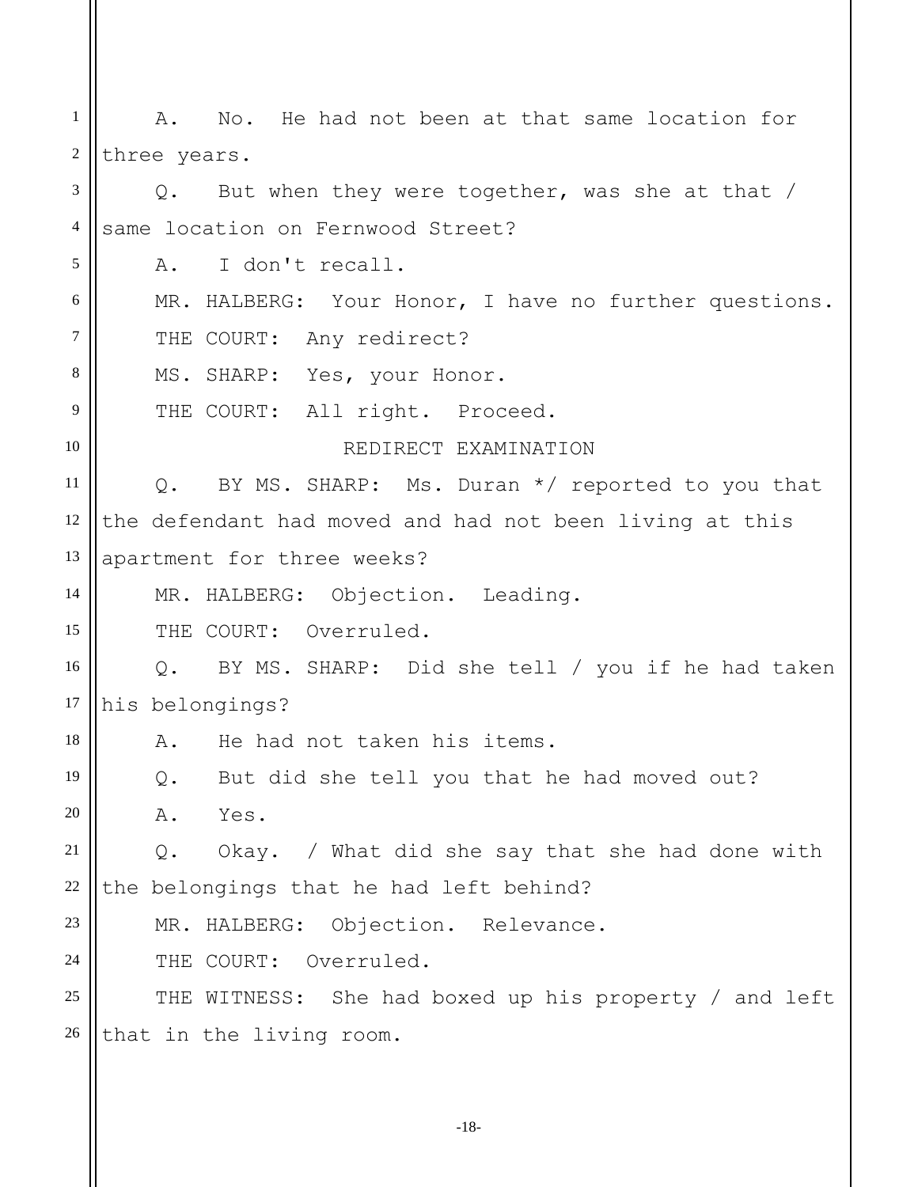A. No. He had not been at that same location for three years.

Q. But when they were together, was she at that / same location on Fernwood Street?

A. I don't recall.

MR. HALBERG: Your Honor, I have no further questions.

THE COURT: Any redirect?

MS. SHARP: Yes, your Honor.

THE COURT: All right. Proceed.

REDIRECT EXAMINATION

Q. BY MS. SHARP: Ms. Duran */ reported to you that the defendant had moved and had not been living at this apartment for three weeks?

MR. HALBERG: Objection. Leading.

THE COURT: Overruled.

Q. BY MS. SHARP: Did she tell / you if he had taken his belongings?

A. He had not taken his items.

Q. But did she tell you that he had moved out?

A. Yes.

Q. Okay. / What did she say that she had done with the belongings that he had left behind?

MR. HALBERG: Objection. Relevance.

THE COURT: Overruled.

THE WITNESS: She had boxed up his property / and left that in the living room.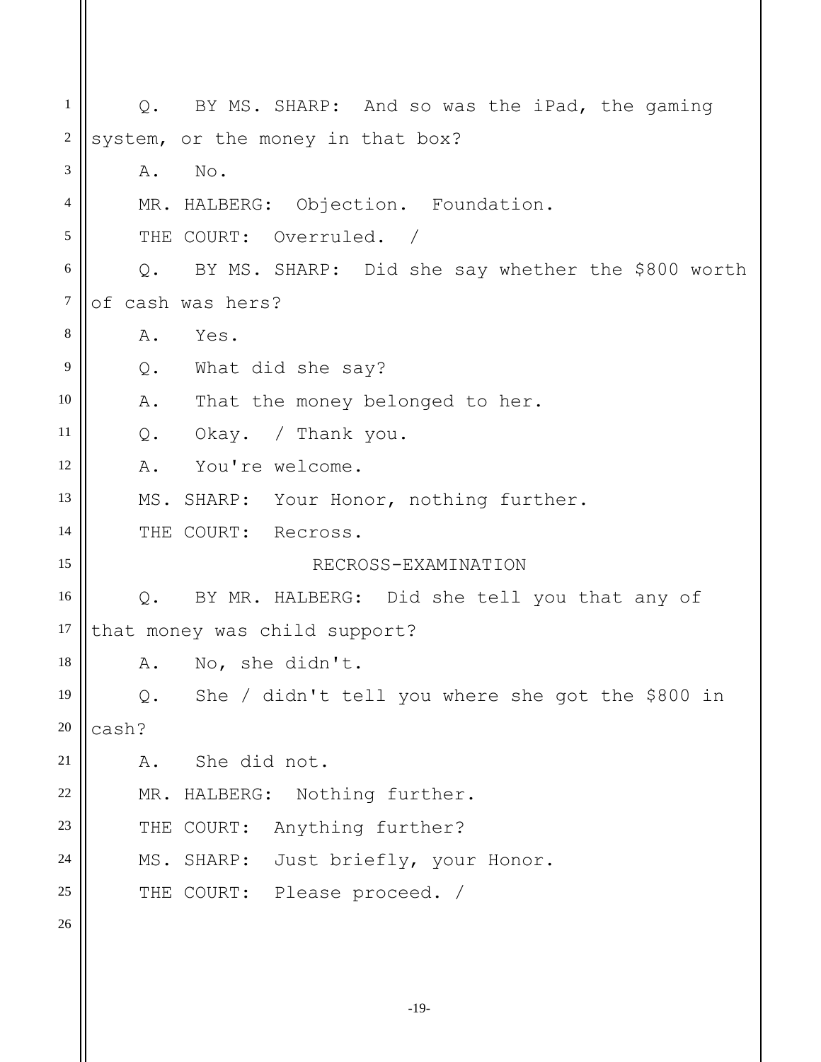Q. BY MS. SHARP: And so was the iPad, the gaming system, or the money in that box?

A. No.

MR. HALBERG: Objection. Foundation.

THE COURT: Overruled. /

Q. BY MS. SHARP: Did she say whether the $800 worth of cash was hers?

A. Yes.

Q. What did she say?

A. That the money belonged to her.

Q. Okay. / Thank you.

A. You're welcome.

MS. SHARP: Your Honor, nothing further.

THE COURT: Recross.

RECROSS-EXAMINATION

Q. BY MR. HALBERG: Did she tell you that any of that money was child support?

A. No, she didn't.

Q. She / didn't tell you where she got the $800 in cash?

A. She did not.

MR. HALBERG: Nothing further.

THE COURT: Anything further?

MS. SHARP: Just briefly, your Honor.

THE COURT: Please proceed. /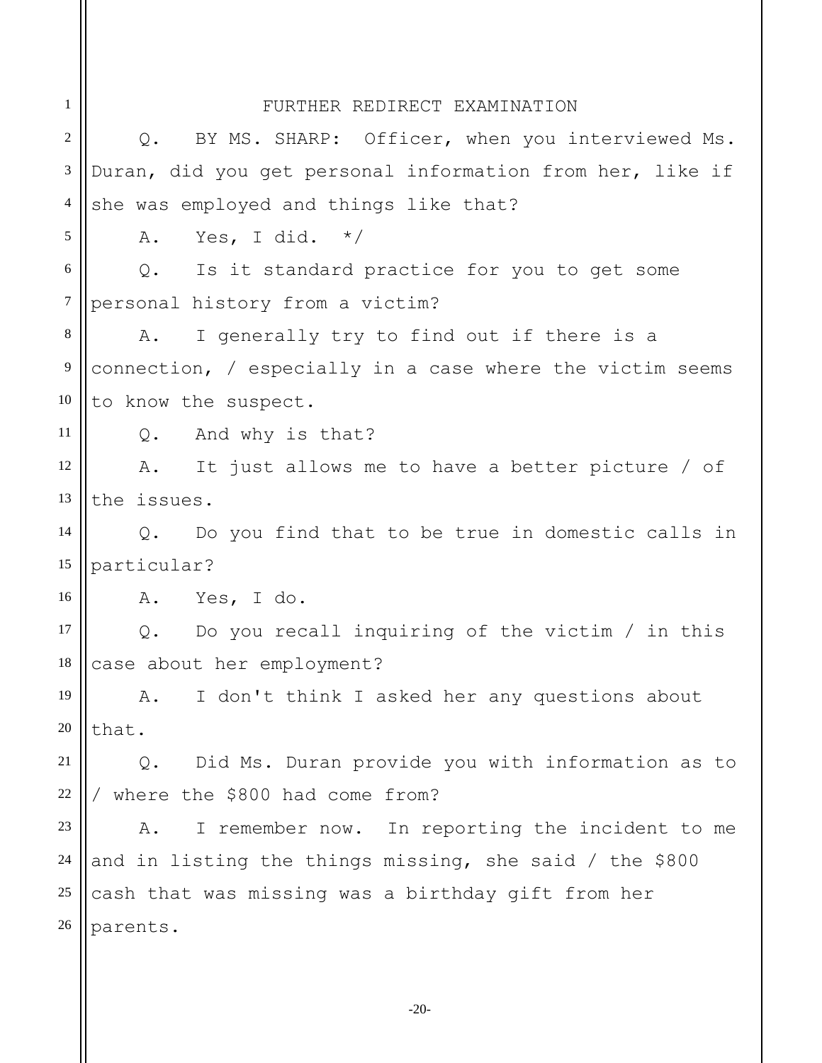FURTHER REDIRECT EXAMINATION

Q. BY MS. SHARP: Officer, when you interviewed Ms. Duran, did you get personal information from her, like if she was employed and things like that?

A. Yes, I did. */

Q. Is it standard practice for you to get some personal history from a victim?

A. I generally try to find out if there is a connection, / especially in a case where the victim seems to know the suspect.

Q. And why is that?

A. It just allows me to have a better picture / of the issues.

Q. Do you find that to be true in domestic calls in particular?

A. Yes, I do.

Q. Do you recall inquiring of the victim / in this case about her employment?

A. I don't think I asked her any questions about that.

Q. Did Ms. Duran provide you with information as to / where the $800 had come from?

A. I remember now. In reporting the incident to me and in listing the things missing, she said / the $800 cash that was missing was a birthday gift from her parents.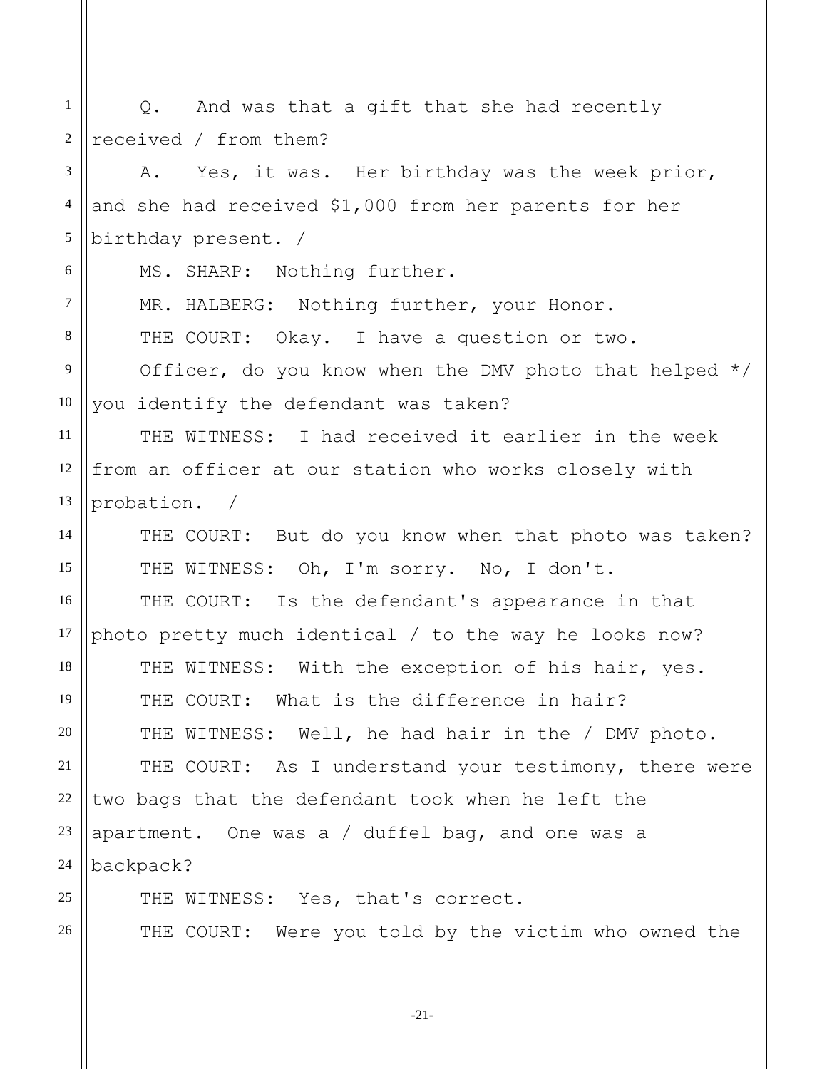Q. And was that a gift that she had recently received / from them?

A. Yes, it was. Her birthday was the week prior, and she had received $1,000 from her parents for her birthday present. /

MS. SHARP: Nothing further.

MR. HALBERG: Nothing further, your Honor.

THE COURT: Okay. I have a question or two.

Officer, do you know when the DMV photo that helped */ you identify the defendant was taken?

THE WITNESS: I had received it earlier in the week from an officer at our station who works closely with probation. /

THE COURT: But do you know when that photo was taken?

THE WITNESS: Oh, I'm sorry. No, I don't.

THE COURT: Is the defendant's appearance in that photo pretty much identical / to the way he looks now?

THE WITNESS: With the exception of his hair, yes.

THE COURT: What is the difference in hair?

THE WITNESS: Well, he had hair in the / DMV photo.

THE COURT: As I understand your testimony, there were two bags that the defendant took when he left the apartment. One was a / duffel bag, and one was a backpack?

THE WITNESS: Yes, that's correct.

THE COURT: Were you told by the victim who owned the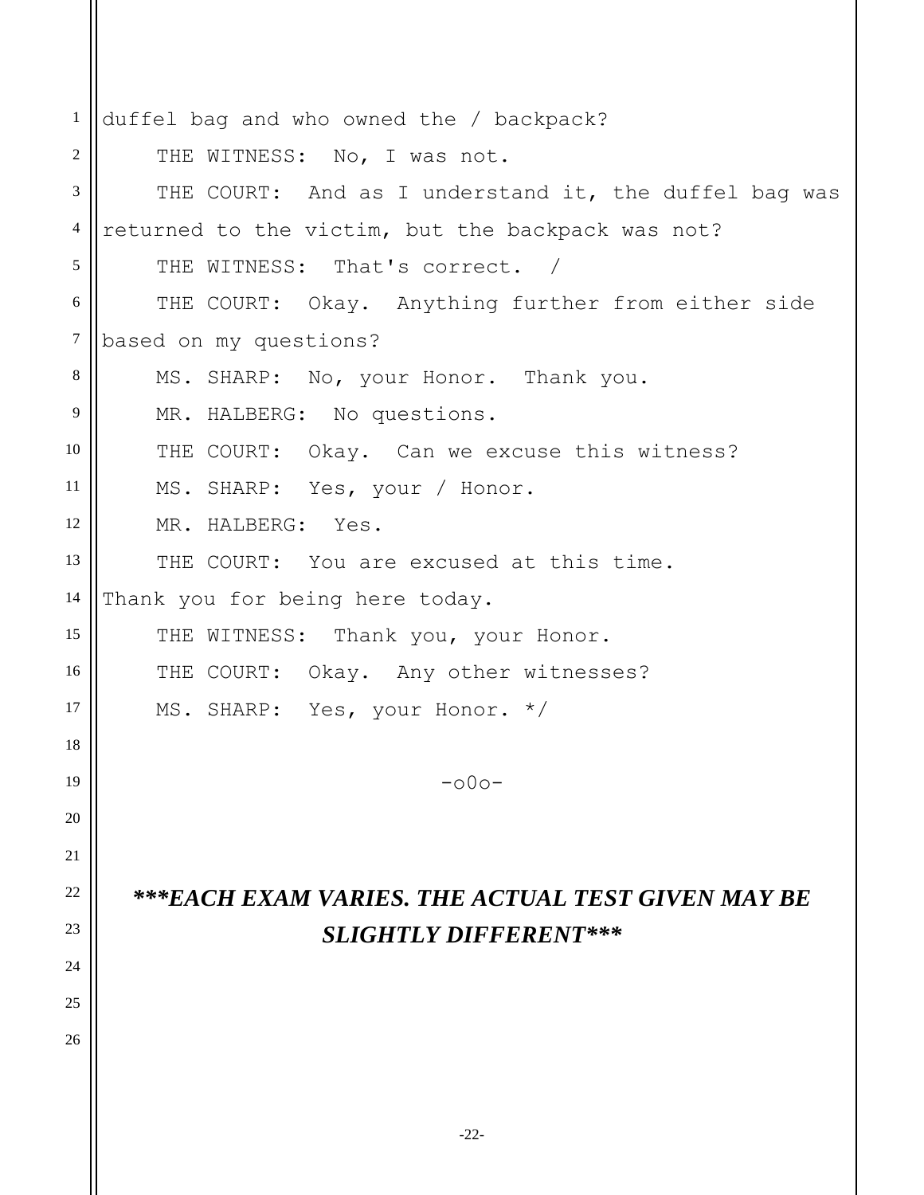duffel bag and who owned the / backpack?

THE WITNESS: No, I was not.

THE COURT: And as I understand it, the duffel bag was returned to the victim, but the backpack was not?

THE WITNESS: That's correct. /

THE COURT: Okay. Anything further from either side based on my questions?

MS. SHARP: No, your Honor. Thank you.

MR. HALBERG: No questions.

THE COURT: Okay. Can we excuse this witness?

MS. SHARP: Yes, your / Honor.

MR. HALBERG: Yes.

THE COURT: You are excused at this time. Thank you for being here today.

THE WITNESS: Thank you, your Honor.

THE COURT: Okay. Any other witnesses?

MS. SHARP: Yes, your Honor. */

-o0o-

***EACH EXAM VARIES. THE ACTUAL TEST GIVEN MAY BE SLIGHTLY DIFFERENT***